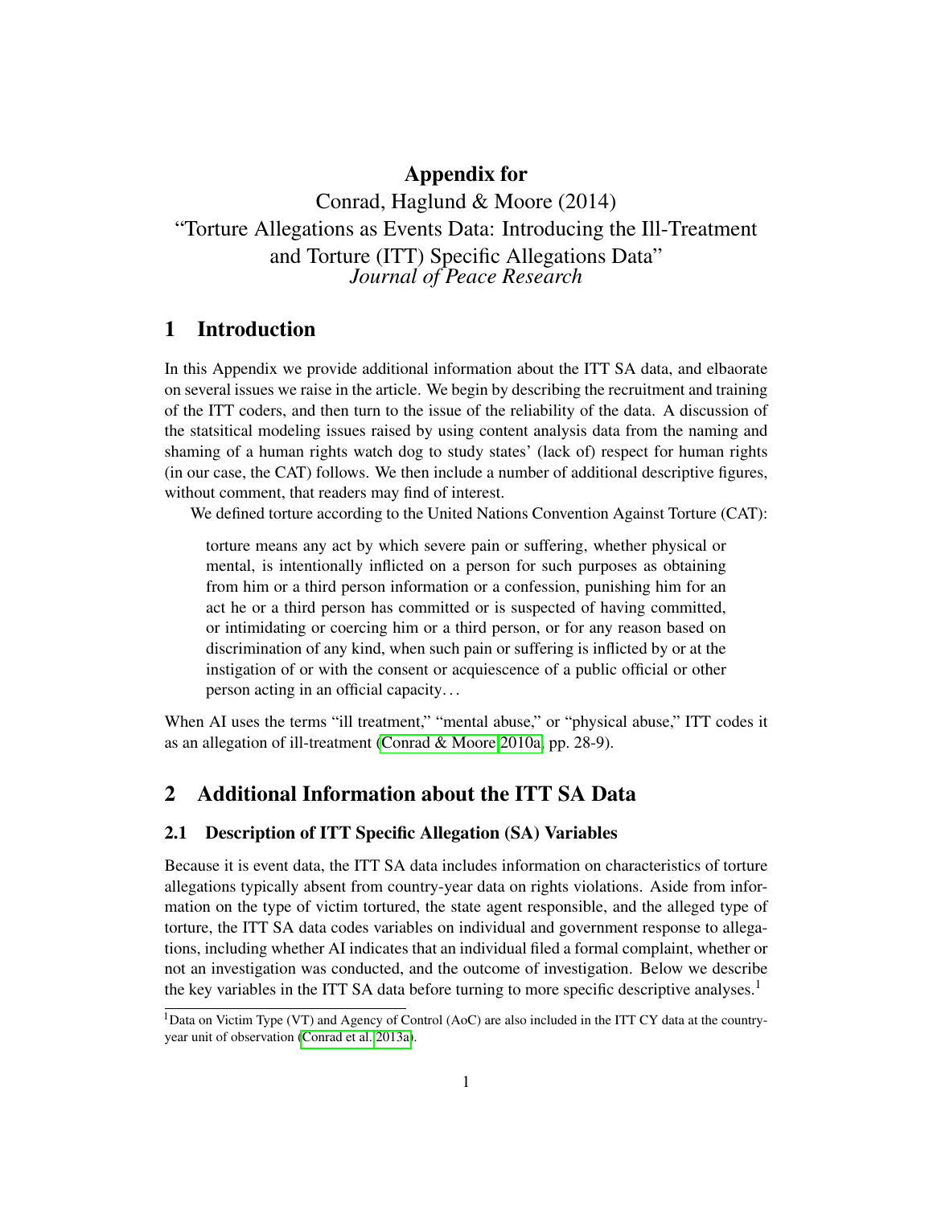# Appendix for

Conrad, Haglund & Moore (2014)
"Torture Allegations as Events Data: Introducing the Ill-Treatment and Torture (ITT) Specific Allegations Data"
*Journal of Peace Research*

## 1 Introduction

In this Appendix we provide additional information about the ITT SA data, and elbaorate on several issues we raise in the article. We begin by describing the recruitment and training of the ITT coders, and then turn to the issue of the reliability of the data. A discussion of the statsitical modeling issues raised by using content analysis data from the naming and shaming of a human rights watch dog to study states' (lack of) respect for human rights (in our case, the CAT) follows. We then include a number of additional descriptive figures, without comment, that readers may find of interest.

We defined torture according to the United Nations Convention Against Torture (CAT):

> torture means any act by which severe pain or suffering, whether physical or mental, is intentionally inflicted on a person for such purposes as obtaining from him or a third person information or a confession, punishing him for an act he or a third person has committed or is suspected of having committed, or intimidating or coercing him or a third person, or for any reason based on discrimination of any kind, when such pain or suffering is inflicted by or at the instigation of or with the consent or acquiescence of a public official or other person acting in an official capacity...

When AI uses the terms "ill treatment," "mental abuse," or "physical abuse," ITT codes it as an allegation of ill-treatment (Conrad & Moore 2010a, pp. 28-9).

## 2 Additional Information about the ITT SA Data

### 2.1 Description of ITT Specific Allegation (SA) Variables

Because it is event data, the ITT SA data includes information on characteristics of torture allegations typically absent from country-year data on rights violations. Aside from information on the type of victim tortured, the state agent responsible, and the alleged type of torture, the ITT SA data codes variables on individual and government response to allegations, including whether AI indicates that an individual filed a formal complaint, whether or not an investigation was conducted, and the outcome of investigation. Below we describe the key variables in the ITT SA data before turning to more specific descriptive analyses.[1]

[1] Data on Victim Type (VT) and Agency of Control (AoC) are also included in the ITT CY data at the country-year unit of observation (Conrad et al. 2013a).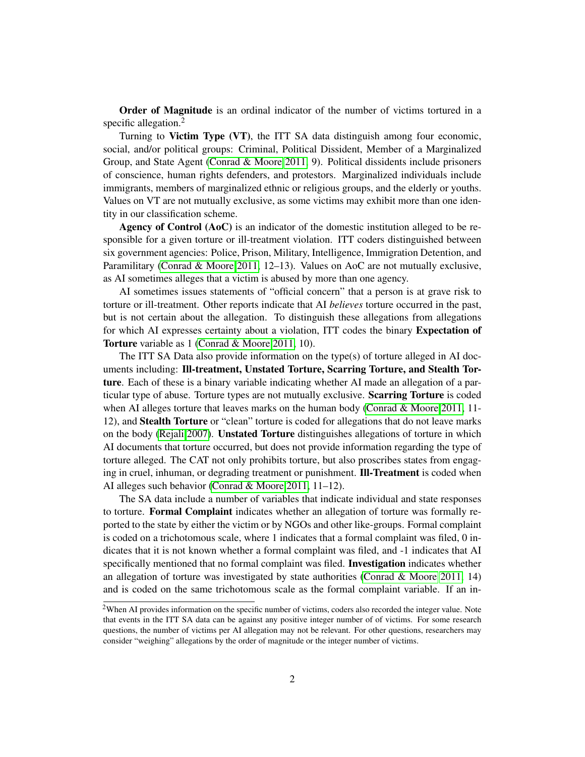**Order of Magnitude** is an ordinal indicator of the number of victims tortured in a specific allegation.[2]

Turning to **Victim Type (VT)**, the ITT SA data distinguish among four economic, social, and/or political groups: Criminal, Political Dissident, Member of a Marginalized Group, and State Agent (Conrad & Moore 2011, 9). Political dissidents include prisoners of conscience, human rights defenders, and protestors. Marginalized individuals include immigrants, members of marginalized ethnic or religious groups, and the elderly or youths. Values on VT are not mutually exclusive, as some victims may exhibit more than one identity in our classification scheme.

**Agency of Control (AoC)** is an indicator of the domestic institution alleged to be responsible for a given torture or ill-treatment violation. ITT coders distinguished between six government agencies: Police, Prison, Military, Intelligence, Immigration Detention, and Paramilitary (Conrad & Moore 2011, 12–13). Values on AoC are not mutually exclusive, as AI sometimes alleges that a victim is abused by more than one agency.

AI sometimes issues statements of "official concern" that a person is at grave risk to torture or ill-treatment. Other reports indicate that AI *believes* torture occurred in the past, but is not certain about the allegation. To distinguish these allegations from allegations for which AI expresses certainty about a violation, ITT codes the binary **Expectation of Torture** variable as 1 (Conrad & Moore 2011, 10).

The ITT SA Data also provide information on the type(s) of torture alleged in AI documents including: **Ill-treatment, Unstated Torture, Scarring Torture, and Stealth Torture**. Each of these is a binary variable indicating whether AI made an allegation of a particular type of abuse. Torture types are not mutually exclusive. **Scarring Torture** is coded when AI alleges torture that leaves marks on the human body (Conrad & Moore 2011, 11-12), and **Stealth Torture** or "clean" torture is coded for allegations that do not leave marks on the body (Rejali 2007). **Unstated Torture** distinguishes allegations of torture in which AI documents that torture occurred, but does not provide information regarding the type of torture alleged. The CAT not only prohibits torture, but also proscribes states from engaging in cruel, inhuman, or degrading treatment or punishment. **Ill-Treatment** is coded when AI alleges such behavior (Conrad & Moore 2011, 11–12).

The SA data include a number of variables that indicate individual and state responses to torture. **Formal Complaint** indicates whether an allegation of torture was formally reported to the state by either the victim or by NGOs and other like-groups. Formal complaint is coded on a trichotomous scale, where 1 indicates that a formal complaint was filed, 0 indicates that it is not known whether a formal complaint was filed, and -1 indicates that AI specifically mentioned that no formal complaint was filed. **Investigation** indicates whether an allegation of torture was investigated by state authorities (Conrad & Moore 2011, 14) and is coded on the same trichotomous scale as the formal complaint variable. If an in-

[2] When AI provides information on the specific number of victims, coders also recorded the integer value. Note that events in the ITT SA data can be against any positive integer number of of victims. For some research questions, the number of victims per AI allegation may not be relevant. For other questions, researchers may consider "weighing" allegations by the order of magnitude or the integer number of victims.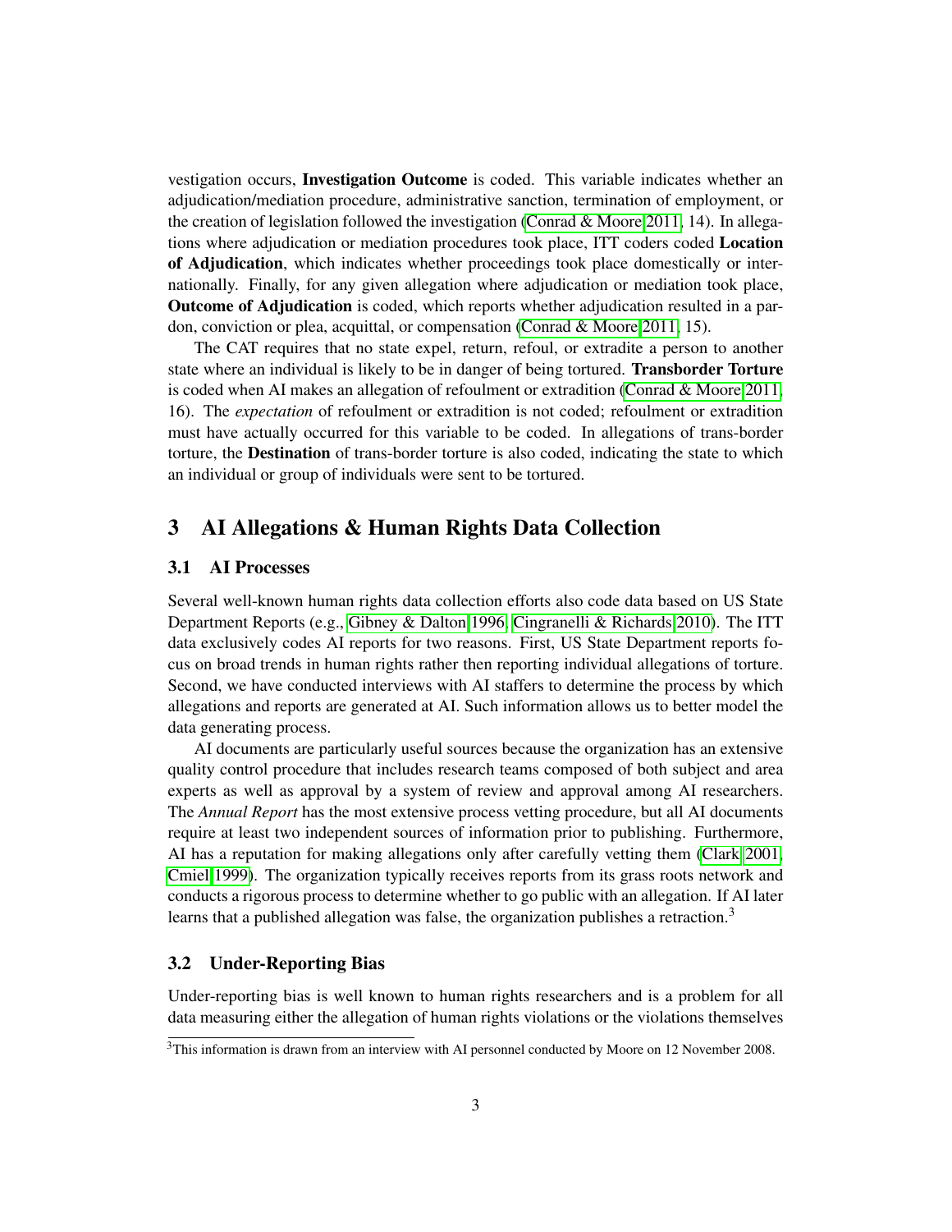vestigation occurs, **Investigation Outcome** is coded. This variable indicates whether an adjudication/mediation procedure, administrative sanction, termination of employment, or the creation of legislation followed the investigation (Conrad & Moore 2011, 14). In allegations where adjudication or mediation procedures took place, ITT coders coded **Location of Adjudication**, which indicates whether proceedings took place domestically or internationally. Finally, for any given allegation where adjudication or mediation took place, **Outcome of Adjudication** is coded, which reports whether adjudication resulted in a pardon, conviction or plea, acquittal, or compensation (Conrad & Moore 2011, 15).

The CAT requires that no state expel, return, refoul, or extradite a person to another state where an individual is likely to be in danger of being tortured. **Transborder Torture** is coded when AI makes an allegation of refoulment or extradition (Conrad & Moore 2011, 16). The *expectation* of refoulment or extradition is not coded; refoulment or extradition must have actually occurred for this variable to be coded. In allegations of trans-border torture, the **Destination** of trans-border torture is also coded, indicating the state to which an individual or group of individuals were sent to be tortured.

## 3 AI Allegations & Human Rights Data Collection

### 3.1 AI Processes

Several well-known human rights data collection efforts also code data based on US State Department Reports (e.g., Gibney & Dalton 1996, Cingranelli & Richards 2010). The ITT data exclusively codes AI reports for two reasons. First, US State Department reports focus on broad trends in human rights rather then reporting individual allegations of torture. Second, we have conducted interviews with AI staffers to determine the process by which allegations and reports are generated at AI. Such information allows us to better model the data generating process.

AI documents are particularly useful sources because the organization has an extensive quality control procedure that includes research teams composed of both subject and area experts as well as approval by a system of review and approval among AI researchers. The *Annual Report* has the most extensive process vetting procedure, but all AI documents require at least two independent sources of information prior to publishing. Furthermore, AI has a reputation for making allegations only after carefully vetting them (Clark 2001, Cmiel 1999). The organization typically receives reports from its grass roots network and conducts a rigorous process to determine whether to go public with an allegation. If AI later learns that a published allegation was false, the organization publishes a retraction.[3]

### 3.2 Under-Reporting Bias

Under-reporting bias is well known to human rights researchers and is a problem for all data measuring either the allegation of human rights violations or the violations themselves

[3] This information is drawn from an interview with AI personnel conducted by Moore on 12 November 2008.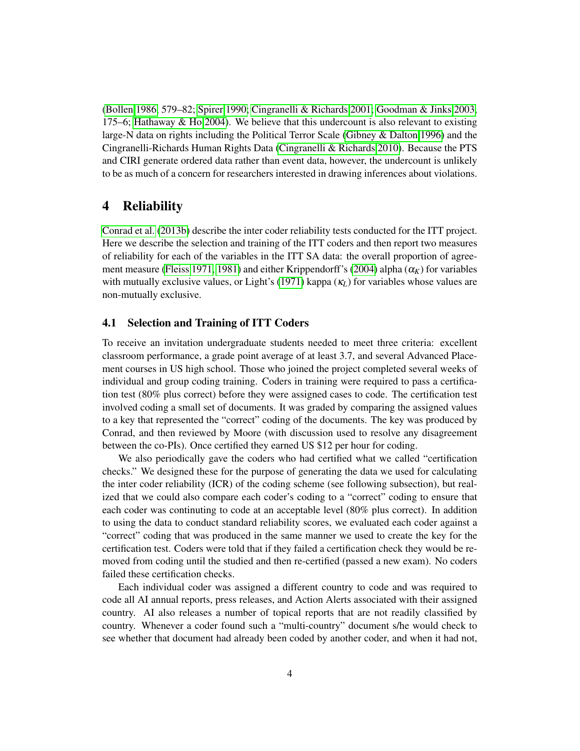(Bollen 1986, 579–82; Spirer 1990; Cingranelli & Richards 2001; Goodman & Jinks 2003, 175–6; Hathaway & Ho 2004). We believe that this undercount is also relevant to existing large-N data on rights including the Political Terror Scale (Gibney & Dalton 1996) and the Cingranelli-Richards Human Rights Data (Cingranelli & Richards 2010). Because the PTS and CIRI generate ordered data rather than event data, however, the undercount is unlikely to be as much of a concern for researchers interested in drawing inferences about violations.

## 4 Reliability

Conrad et al. (2013b) describe the inter coder reliability tests conducted for the ITT project. Here we describe the selection and training of the ITT coders and then report two measures of reliability for each of the variables in the ITT SA data: the overall proportion of agreement measure (Fleiss 1971, 1981) and either Krippendorff's (2004) alpha ($\alpha_K$) for variables with mutually exclusive values, or Light's (1971) kappa ($\kappa_L$) for variables whose values are non-mutually exclusive.

### 4.1 Selection and Training of ITT Coders

To receive an invitation undergraduate students needed to meet three criteria: excellent classroom performance, a grade point average of at least 3.7, and several Advanced Placement courses in US high school. Those who joined the project completed several weeks of individual and group coding training. Coders in training were required to pass a certification test (80% plus correct) before they were assigned cases to code. The certification test involved coding a small set of documents. It was graded by comparing the assigned values to a key that represented the "correct" coding of the documents. The key was produced by Conrad, and then reviewed by Moore (with discussion used to resolve any disagreement between the co-PIs). Once certified they earned US $12 per hour for coding.

We also periodically gave the coders who had certified what we called "certification checks." We designed these for the purpose of generating the data we used for calculating the inter coder reliability (ICR) of the coding scheme (see following subsection), but realized that we could also compare each coder's coding to a "correct" coding to ensure that each coder was continuting to code at an acceptable level (80% plus correct). In addition to using the data to conduct standard reliability scores, we evaluated each coder against a "correct" coding that was produced in the same manner we used to create the key for the certification test. Coders were told that if they failed a certification check they would be removed from coding until the studied and then re-certified (passed a new exam). No coders failed these certification checks.

Each individual coder was assigned a different country to code and was required to code all AI annual reports, press releases, and Action Alerts associated with their assigned country. AI also releases a number of topical reports that are not readily classified by country. Whenever a coder found such a "multi-country" document s/he would check to see whether that document had already been coded by another coder, and when it had not,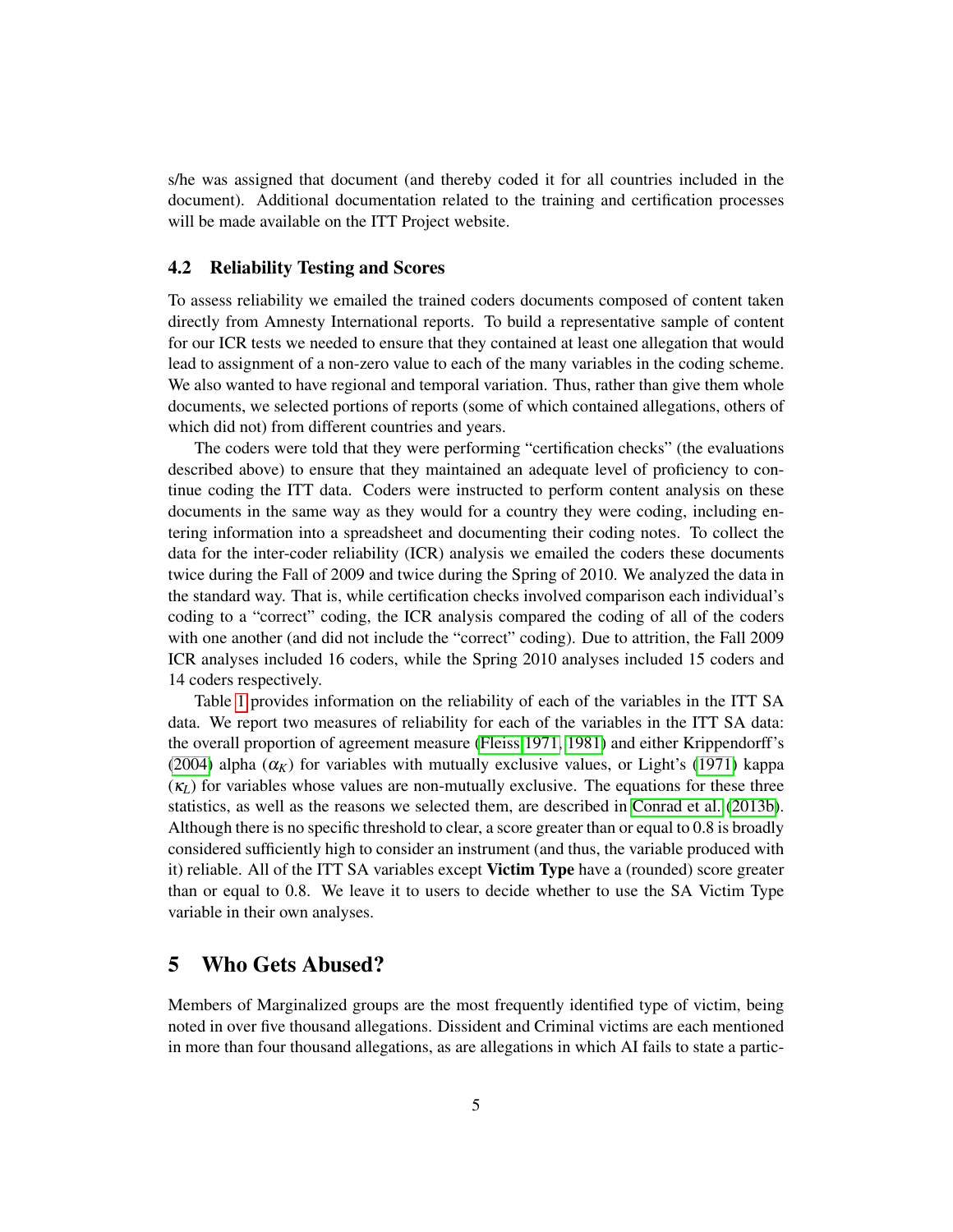s/he was assigned that document (and thereby coded it for all countries included in the document). Additional documentation related to the training and certification processes will be made available on the ITT Project website.

### 4.2 Reliability Testing and Scores

To assess reliability we emailed the trained coders documents composed of content taken directly from Amnesty International reports. To build a representative sample of content for our ICR tests we needed to ensure that they contained at least one allegation that would lead to assignment of a non-zero value to each of the many variables in the coding scheme. We also wanted to have regional and temporal variation. Thus, rather than give them whole documents, we selected portions of reports (some of which contained allegations, others of which did not) from different countries and years.

The coders were told that they were performing "certification checks" (the evaluations described above) to ensure that they maintained an adequate level of proficiency to continue coding the ITT data. Coders were instructed to perform content analysis on these documents in the same way as they would for a country they were coding, including entering information into a spreadsheet and documenting their coding notes. To collect the data for the inter-coder reliability (ICR) analysis we emailed the coders these documents twice during the Fall of 2009 and twice during the Spring of 2010. We analyzed the data in the standard way. That is, while certification checks involved comparison each individual's coding to a "correct" coding, the ICR analysis compared the coding of all of the coders with one another (and did not include the "correct" coding). Due to attrition, the Fall 2009 ICR analyses included 16 coders, while the Spring 2010 analyses included 15 coders and 14 coders respectively.

Table 1 provides information on the reliability of each of the variables in the ITT SA data. We report two measures of reliability for each of the variables in the ITT SA data: the overall proportion of agreement measure (Fleiss 1971, 1981) and either Krippendorff's (2004) alpha ($\alpha_K$) for variables with mutually exclusive values, or Light's (1971) kappa ($\kappa_L$) for variables whose values are non-mutually exclusive. The equations for these three statistics, as well as the reasons we selected them, are described in Conrad et al. (2013b). Although there is no specific threshold to clear, a score greater than or equal to 0.8 is broadly considered sufficiently high to consider an instrument (and thus, the variable produced with it) reliable. All of the ITT SA variables except **Victim Type** have a (rounded) score greater than or equal to 0.8. We leave it to users to decide whether to use the SA Victim Type variable in their own analyses.

## 5 Who Gets Abused?

Members of Marginalized groups are the most frequently identified type of victim, being noted in over five thousand allegations. Dissident and Criminal victims are each mentioned in more than four thousand allegations, as are allegations in which AI fails to state a partic-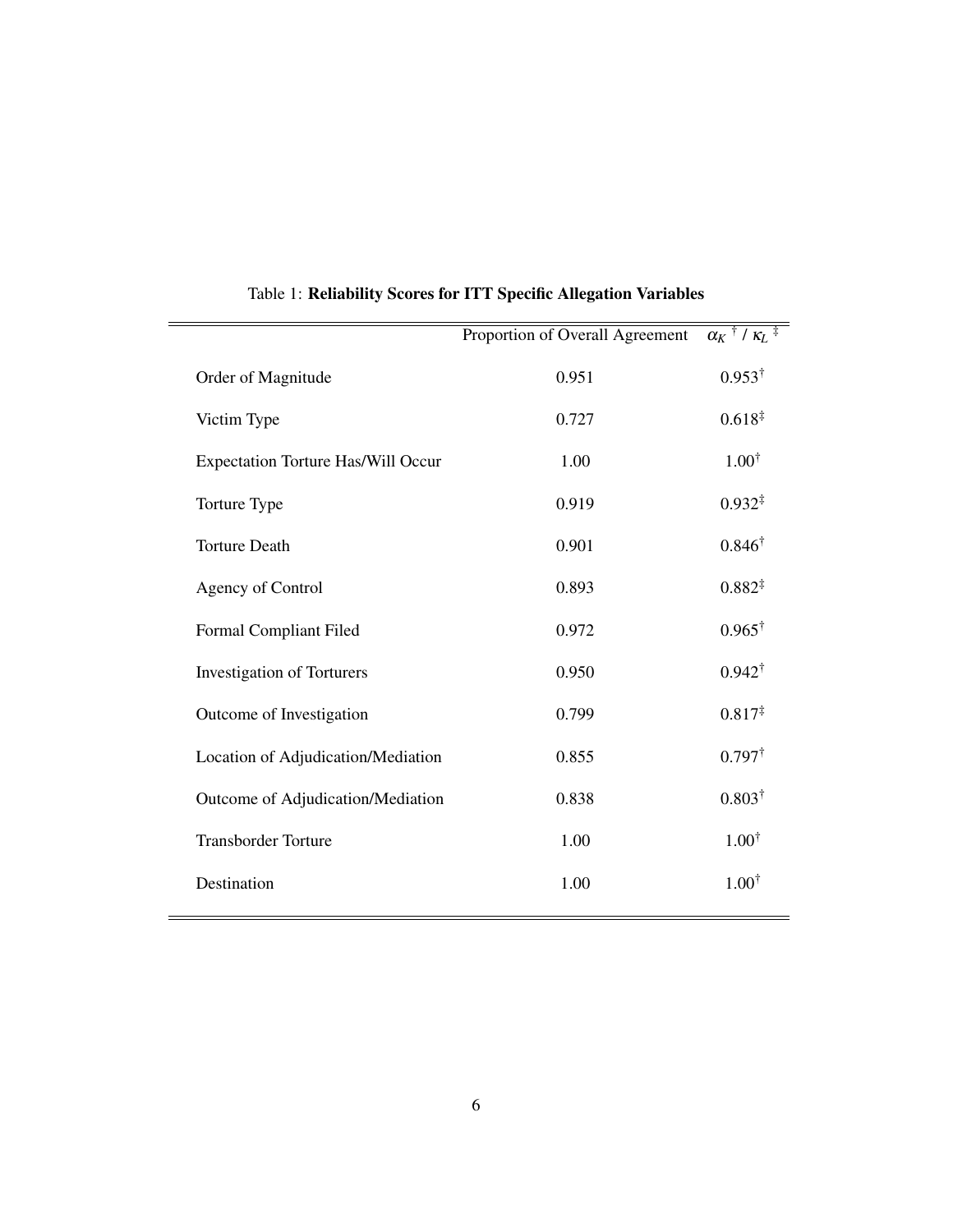Table 1: **Reliability Scores for ITT Specific Allegation Variables**

| | Proportion of Overall Agreement | $\alpha_K$ † / $\kappa_L$ ‡ |
|---|---|---|
| Order of Magnitude | 0.951 | 0.953† |
| Victim Type | 0.727 | 0.618‡ |
| Expectation Torture Has/Will Occur | 1.00 | 1.00† |
| Torture Type | 0.919 | 0.932‡ |
| Torture Death | 0.901 | 0.846† |
| Agency of Control | 0.893 | 0.882‡ |
| Formal Compliant Filed | 0.972 | 0.965† |
| Investigation of Torturers | 0.950 | 0.942† |
| Outcome of Investigation | 0.799 | 0.817‡ |
| Location of Adjudication/Mediation | 0.855 | 0.797† |
| Outcome of Adjudication/Mediation | 0.838 | 0.803† |
| Transborder Torture | 1.00 | 1.00† |
| Destination | 1.00 | 1.00† |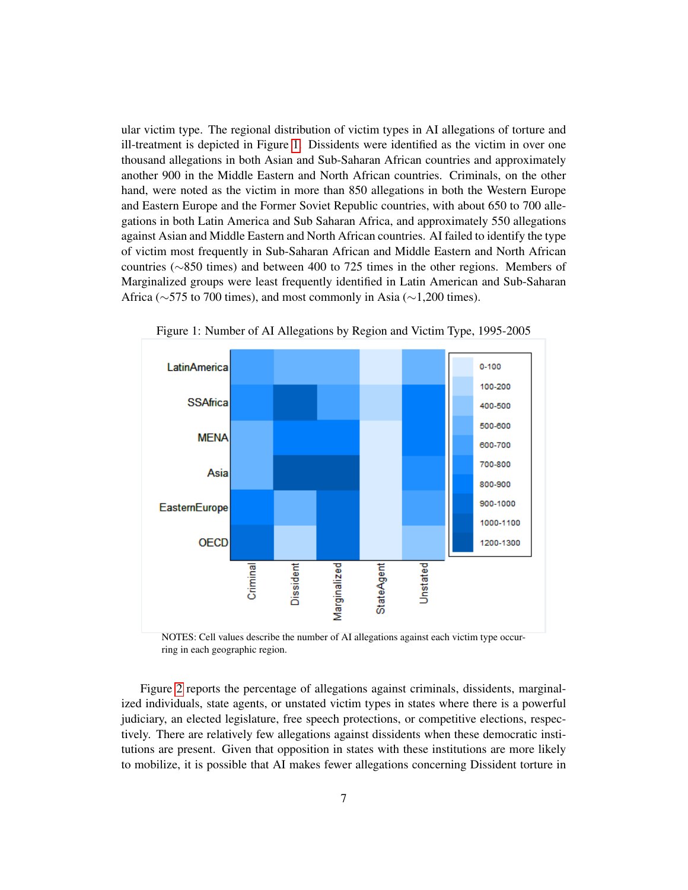ular victim type. The regional distribution of victim types in AI allegations of torture and ill-treatment is depicted in Figure 1. Dissidents were identified as the victim in over one thousand allegations in both Asian and Sub-Saharan African countries and approximately another 900 in the Middle Eastern and North African countries. Criminals, on the other hand, were noted as the victim in more than 850 allegations in both the Western Europe and Eastern Europe and the Former Soviet Republic countries, with about 650 to 700 allegations in both Latin America and Sub Saharan Africa, and approximately 550 allegations against Asian and Middle Eastern and North African countries. AI failed to identify the type of victim most frequently in Sub-Saharan African and Middle Eastern and North African countries (∼850 times) and between 400 to 725 times in the other regions. Members of Marginalized groups were least frequently identified in Latin American and Sub-Saharan Africa (∼575 to 700 times), and most commonly in Asia (∼1,200 times).

Figure 1: Number of AI Allegations by Region and Victim Type, 1995-2005

NOTES: Cell values describe the number of AI allegations against each victim type occurring in each geographic region.

Figure 2 reports the percentage of allegations against criminals, dissidents, marginalized individuals, state agents, or unstated victim types in states where there is a powerful judiciary, an elected legislature, free speech protections, or competitive elections, respectively. There are relatively few allegations against dissidents when these democratic institutions are present. Given that opposition in states with these institutions are more likely to mobilize, it is possible that AI makes fewer allegations concerning Dissident torture in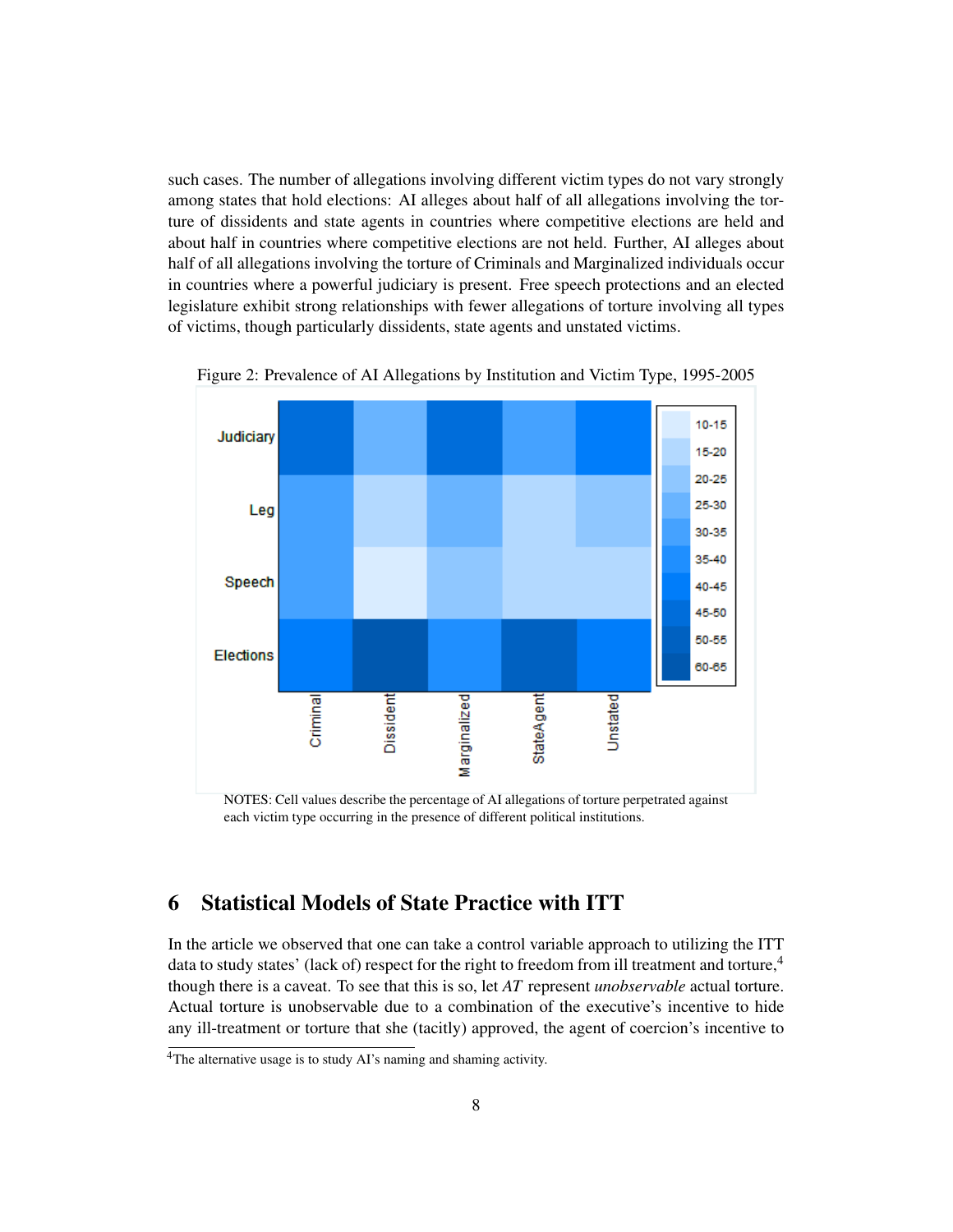such cases. The number of allegations involving different victim types do not vary strongly among states that hold elections: AI alleges about half of all allegations involving the torture of dissidents and state agents in countries where competitive elections are held and about half in countries where competitive elections are not held. Further, AI alleges about half of all allegations involving the torture of Criminals and Marginalized individuals occur in countries where a powerful judiciary is present. Free speech protections and an elected legislature exhibit strong relationships with fewer allegations of torture involving all types of victims, though particularly dissidents, state agents and unstated victims.

Figure 2: Prevalence of AI Allegations by Institution and Victim Type, 1995-2005

NOTES: Cell values describe the percentage of AI allegations of torture perpetrated against each victim type occurring in the presence of different political institutions.

## 6 Statistical Models of State Practice with ITT

In the article we observed that one can take a control variable approach to utilizing the ITT data to study states' (lack of) respect for the right to freedom from ill treatment and torture,[4] though there is a caveat. To see that this is so, let $AT$ represent *unobservable* actual torture. Actual torture is unobservable due to a combination of the executive's incentive to hide any ill-treatment or torture that she (tacitly) approved, the agent of coercion's incentive to

[4] The alternative usage is to study AI's naming and shaming activity.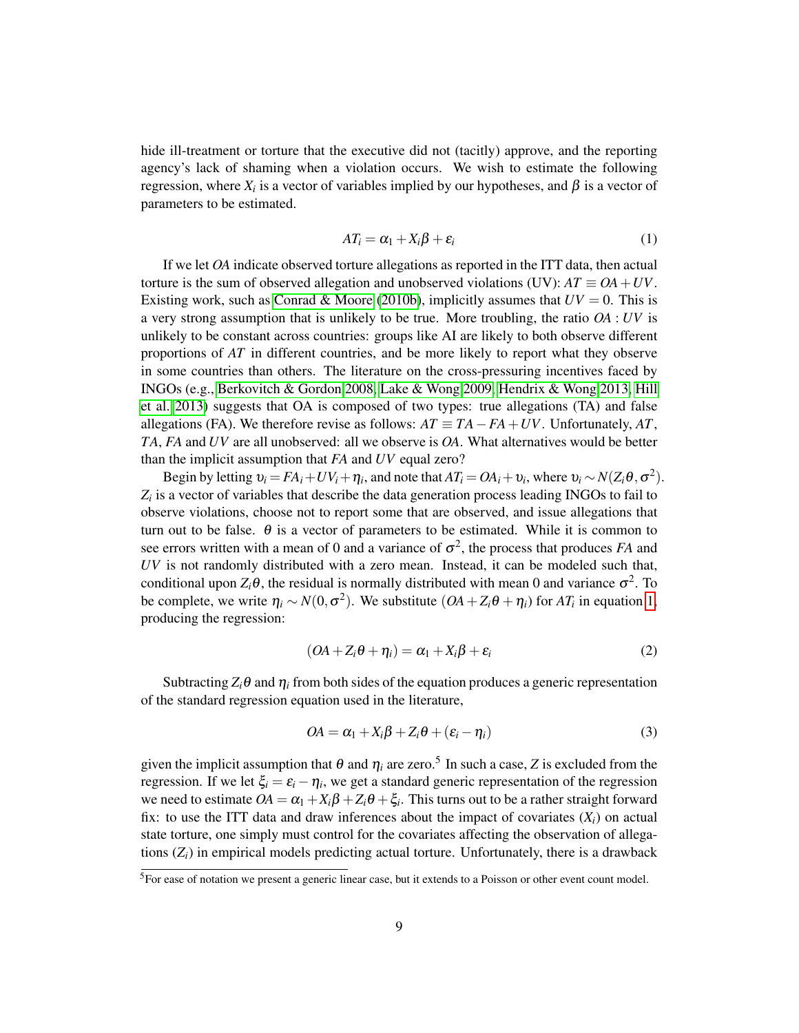hide ill-treatment or torture that the executive did not (tacitly) approve, and the reporting agency's lack of shaming when a violation occurs. We wish to estimate the following regression, where $X_i$ is a vector of variables implied by our hypotheses, and $\beta$ is a vector of parameters to be estimated.

$$AT_i = \alpha_1 + X_i\beta + \varepsilon_i \tag{1}$$

If we let *OA* indicate observed torture allegations as reported in the ITT data, then actual torture is the sum of observed allegation and unobserved violations (UV): $AT \equiv OA + UV$. Existing work, such as Conrad & Moore (2010b), implicitly assumes that $UV = 0$. This is a very strong assumption that is unlikely to be true. More troubling, the ratio $OA : UV$ is unlikely to be constant across countries: groups like AI are likely to both observe different proportions of *AT* in different countries, and be more likely to report what they observe in some countries than others. The literature on the cross-pressuring incentives faced by INGOs (e.g., Berkovitch & Gordon 2008, Lake & Wong 2009, Hendrix & Wong 2013, Hill et al. 2013) suggests that OA is composed of two types: true allegations (TA) and false allegations (FA). We therefore revise as follows: $AT \equiv TA - FA + UV$. Unfortunately, *AT*, *TA*, *FA* and *UV* are all unobserved: all we observe is *OA*. What alternatives would be better than the implicit assumption that *FA* and *UV* equal zero?

Begin by letting $\upsilon_i = FA_i + UV_i + \eta_i$, and note that $AT_i = OA_i + \upsilon_i$, where $\upsilon_i \sim N(Z_i\theta, \sigma^2)$. $Z_i$ is a vector of variables that describe the data generation process leading INGOs to fail to observe violations, choose not to report some that are observed, and issue allegations that turn out to be false. $\theta$ is a vector of parameters to be estimated. While it is common to see errors written with a mean of 0 and a variance of $\sigma^2$, the process that produces *FA* and *UV* is not randomly distributed with a zero mean. Instead, it can be modeled such that, conditional upon $Z_i\theta$, the residual is normally distributed with mean 0 and variance $\sigma^2$. To be complete, we write $\eta_i \sim N(0, \sigma^2)$. We substitute $(OA + Z_i\theta + \eta_i)$ for $AT_i$ in equation 1, producing the regression:

$$(OA + Z_i\theta + \eta_i) = \alpha_1 + X_i\beta + \varepsilon_i \tag{2}$$

Subtracting $Z_i\theta$ and $\eta_i$ from both sides of the equation produces a generic representation of the standard regression equation used in the literature,

$$OA = \alpha_1 + X_i\beta + Z_i\theta + (\varepsilon_i - \eta_i) \tag{3}$$

given the implicit assumption that $\theta$ and $\eta_i$ are zero.[5] In such a case, *Z* is excluded from the regression. If we let $\xi_i = \varepsilon_i - \eta_i$, we get a standard generic representation of the regression we need to estimate $OA = \alpha_1 + X_i\beta + Z_i\theta + \xi_i$. This turns out to be a rather straight forward fix: to use the ITT data and draw inferences about the impact of covariates ($X_i$) on actual state torture, one simply must control for the covariates affecting the observation of allegations ($Z_i$) in empirical models predicting actual torture. Unfortunately, there is a drawback

[5] For ease of notation we present a generic linear case, but it extends to a Poisson or other event count model.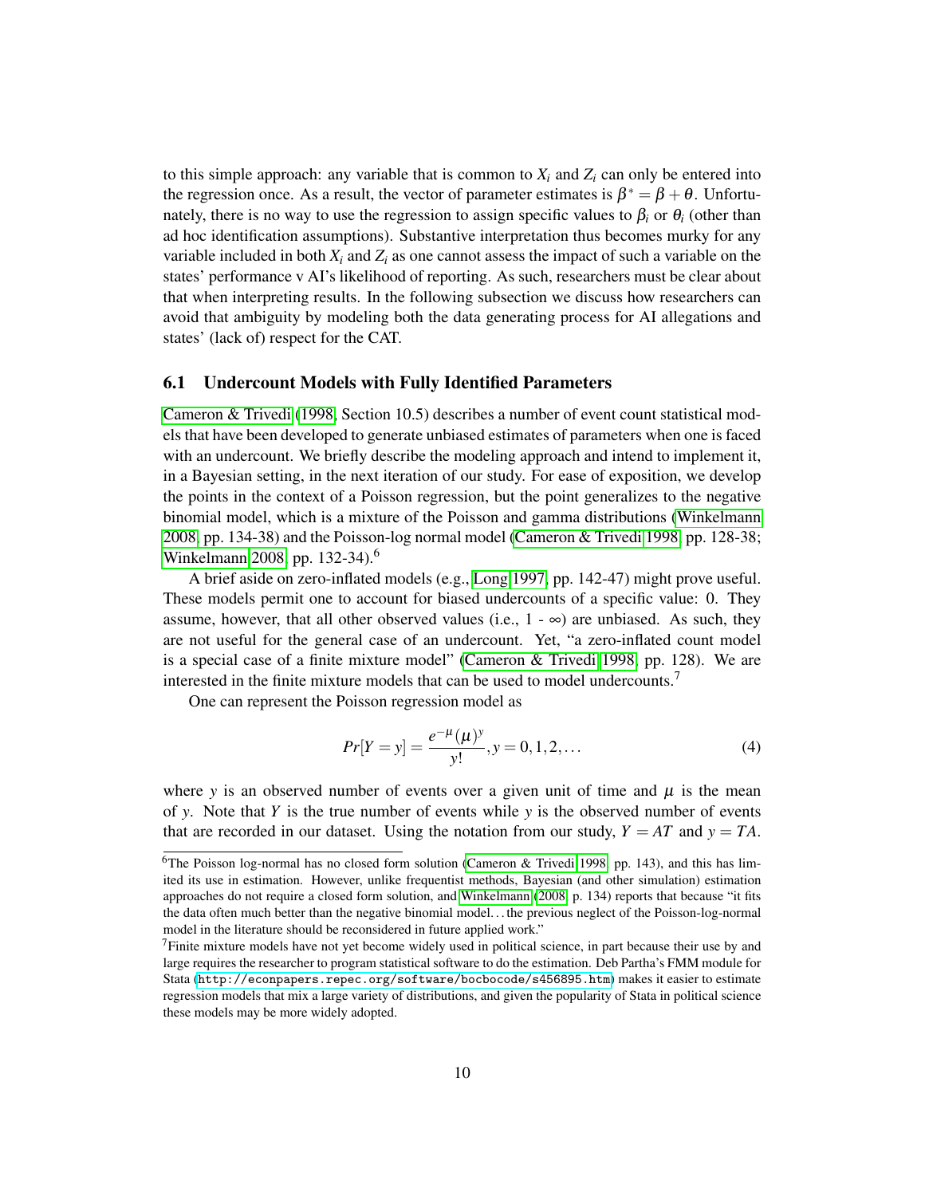to this simple approach: any variable that is common to $X_i$ and $Z_i$ can only be entered into the regression once. As a result, the vector of parameter estimates is $\beta^* = \beta + \theta$. Unfortunately, there is no way to use the regression to assign specific values to $\beta_i$ or $\theta_i$ (other than ad hoc identification assumptions). Substantive interpretation thus becomes murky for any variable included in both $X_i$ and $Z_i$ as one cannot assess the impact of such a variable on the states' performance v AI's likelihood of reporting. As such, researchers must be clear about that when interpreting results. In the following subsection we discuss how researchers can avoid that ambiguity by modeling both the data generating process for AI allegations and states' (lack of) respect for the CAT.

## 6.1 Undercount Models with Fully Identified Parameters

Cameron & Trivedi (1998, Section 10.5) describes a number of event count statistical models that have been developed to generate unbiased estimates of parameters when one is faced with an undercount. We briefly describe the modeling approach and intend to implement it, in a Bayesian setting, in the next iteration of our study. For ease of exposition, we develop the points in the context of a Poisson regression, but the point generalizes to the negative binomial model, which is a mixture of the Poisson and gamma distributions (Winkelmann 2008, pp. 134-38) and the Poisson-log normal model (Cameron & Trivedi 1998, pp. 128-38; Winkelmann 2008, pp. 132-34).[6]

A brief aside on zero-inflated models (e.g., Long 1997, pp. 142-47) might prove useful. These models permit one to account for biased undercounts of a specific value: 0. They assume, however, that all other observed values (i.e., 1 - $\infty$) are unbiased. As such, they are not useful for the general case of an undercount. Yet, "a zero-inflated count model is a special case of a finite mixture model" (Cameron & Trivedi 1998, pp. 128). We are interested in the finite mixture models that can be used to model undercounts.[7]

One can represent the Poisson regression model as

$$Pr[Y = y] = \frac{e^{-\mu}(\mu)^y}{y!}, y = 0, 1, 2, \ldots \tag{4}$$

where $y$ is an observed number of events over a given unit of time and $\mu$ is the mean of $y$. Note that $Y$ is the true number of events while $y$ is the observed number of events that are recorded in our dataset. Using the notation from our study, $Y = AT$ and $y = TA$.

[6] The Poisson log-normal has no closed form solution (Cameron & Trivedi 1998, pp. 143), and this has limited its use in estimation. However, unlike frequentist methods, Bayesian (and other simulation) estimation approaches do not require a closed form solution, and Winkelmann (2008, p. 134) reports that because "it fits the data often much better than the negative binomial model. . . the previous neglect of the Poisson-log-normal model in the literature should be reconsidered in future applied work."

[7] Finite mixture models have not yet become widely used in political science, in part because their use by and large requires the researcher to program statistical software to do the estimation. Deb Partha's FMM module for Stata (http://econpapers.repec.org/software/bocbocode/s456895.htm) makes it easier to estimate regression models that mix a large variety of distributions, and given the popularity of Stata in political science these models may be more widely adopted.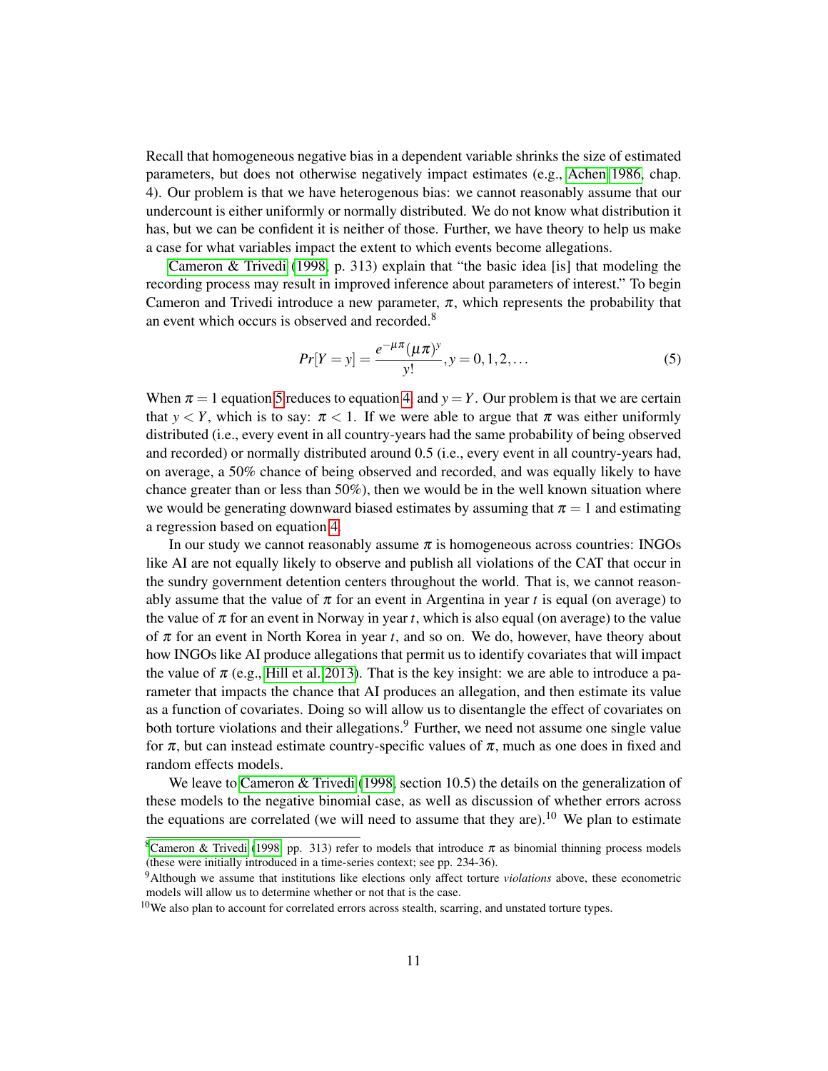Recall that homogeneous negative bias in a dependent variable shrinks the size of estimated parameters, but does not otherwise negatively impact estimates (e.g., Achen 1986, chap. 4). Our problem is that we have heterogenous bias: we cannot reasonably assume that our undercount is either uniformly or normally distributed. We do not know what distribution it has, but we can be confident it is neither of those. Further, we have theory to help us make a case for what variables impact the extent to which events become allegations.

Cameron & Trivedi (1998, p. 313) explain that "the basic idea [is] that modeling the recording process may result in improved inference about parameters of interest." To begin Cameron and Trivedi introduce a new parameter, $\pi$, which represents the probability that an event which occurs is observed and recorded.[8]

$$Pr[Y = y] = \frac{e^{-\mu\pi}(\mu\pi)^y}{y!}, y = 0, 1, 2, \ldots \tag{5}$$

When $\pi = 1$ equation 5 reduces to equation 4, and $y = Y$. Our problem is that we are certain that $y < Y$, which is to say: $\pi < 1$. If we were able to argue that $\pi$ was either uniformly distributed (i.e., every event in all country-years had the same probability of being observed and recorded) or normally distributed around 0.5 (i.e., every event in all country-years had, on average, a 50% chance of being observed and recorded, and was equally likely to have chance greater than or less than 50%), then we would be in the well known situation where we would be generating downward biased estimates by assuming that $\pi = 1$ and estimating a regression based on equation 4.

In our study we cannot reasonably assume $\pi$ is homogeneous across countries: INGOs like AI are not equally likely to observe and publish all violations of the CAT that occur in the sundry government detention centers throughout the world. That is, we cannot reasonably assume that the value of $\pi$ for an event in Argentina in year $t$ is equal (on average) to the value of $\pi$ for an event in Norway in year $t$, which is also equal (on average) to the value of $\pi$ for an event in North Korea in year $t$, and so on. We do, however, have theory about how INGOs like AI produce allegations that permit us to identify covariates that will impact the value of $\pi$ (e.g., Hill et al. 2013). That is the key insight: we are able to introduce a parameter that impacts the chance that AI produces an allegation, and then estimate its value as a function of covariates. Doing so will allow us to disentangle the effect of covariates on both torture violations and their allegations.[9] Further, we need not assume one single value for $\pi$, but can instead estimate country-specific values of $\pi$, much as one does in fixed and random effects models.

We leave to Cameron & Trivedi (1998, section 10.5) the details on the generalization of these models to the negative binomial case, as well as discussion of whether errors across the equations are correlated (we will need to assume that they are).[10] We plan to estimate

---

[8] Cameron & Trivedi (1998, pp. 313) refer to models that introduce $\pi$ as binomial thinning process models (these were initially introduced in a time-series context; see pp. 234-36).

[9] Although we assume that institutions like elections only affect torture *violations* above, these econometric models will allow us to determine whether or not that is the case.

[10] We also plan to account for correlated errors across stealth, scarring, and unstated torture types.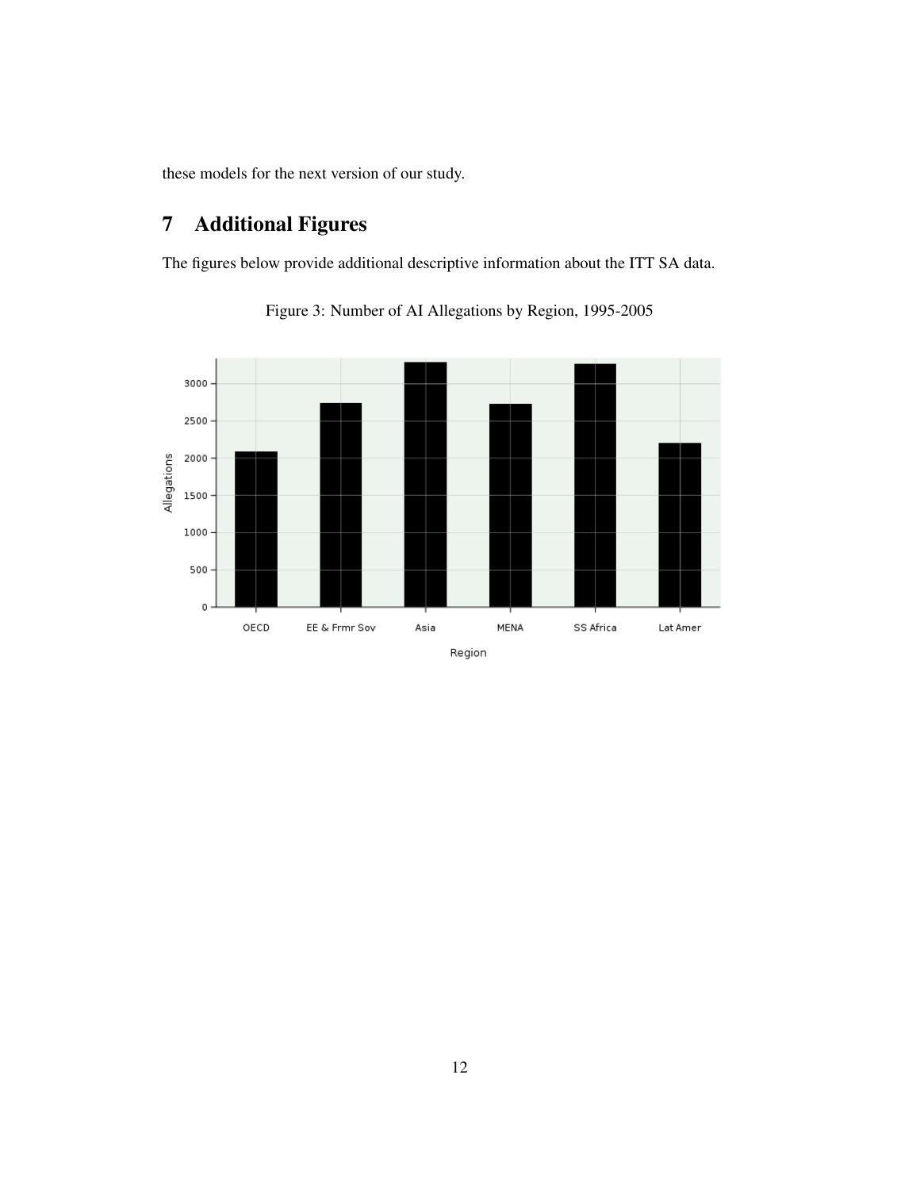these models for the next version of our study.

## 7 Additional Figures

The figures below provide additional descriptive information about the ITT SA data.

Figure 3: Number of AI Allegations by Region, 1995-2005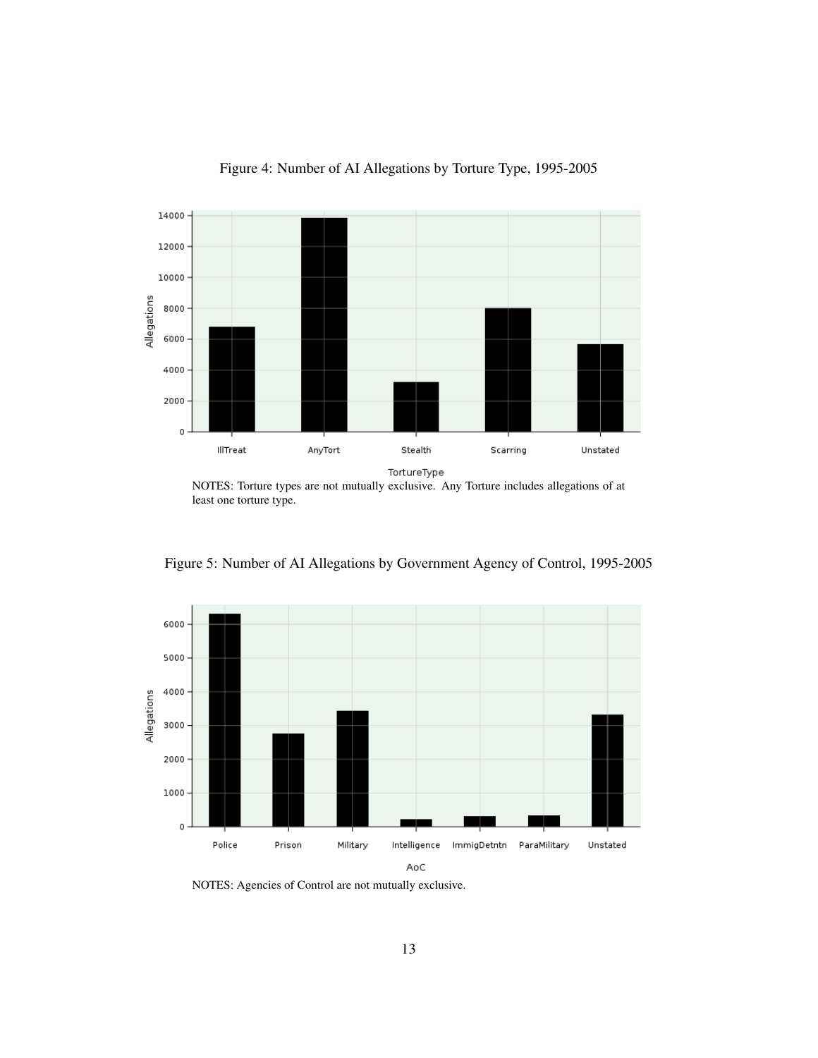Figure 4: Number of AI Allegations by Torture Type, 1995-2005

NOTES: Torture types are not mutually exclusive. Any Torture includes allegations of at least one torture type.

Figure 5: Number of AI Allegations by Government Agency of Control, 1995-2005

NOTES: Agencies of Control are not mutually exclusive.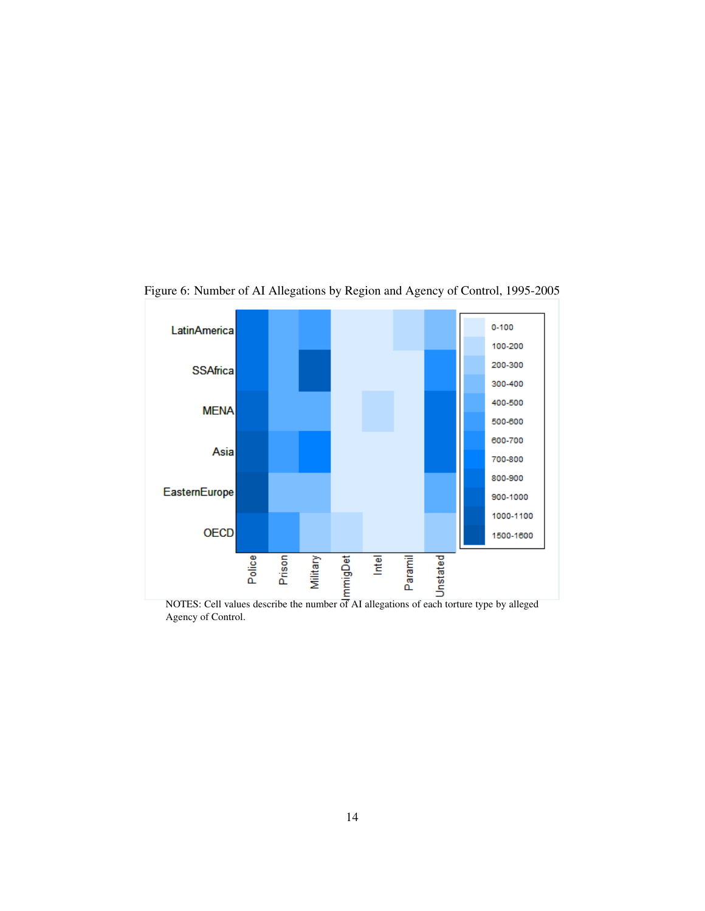Figure 6: Number of AI Allegations by Region and Agency of Control, 1995-2005

NOTES: Cell values describe the number of AI allegations of each torture type by alleged Agency of Control.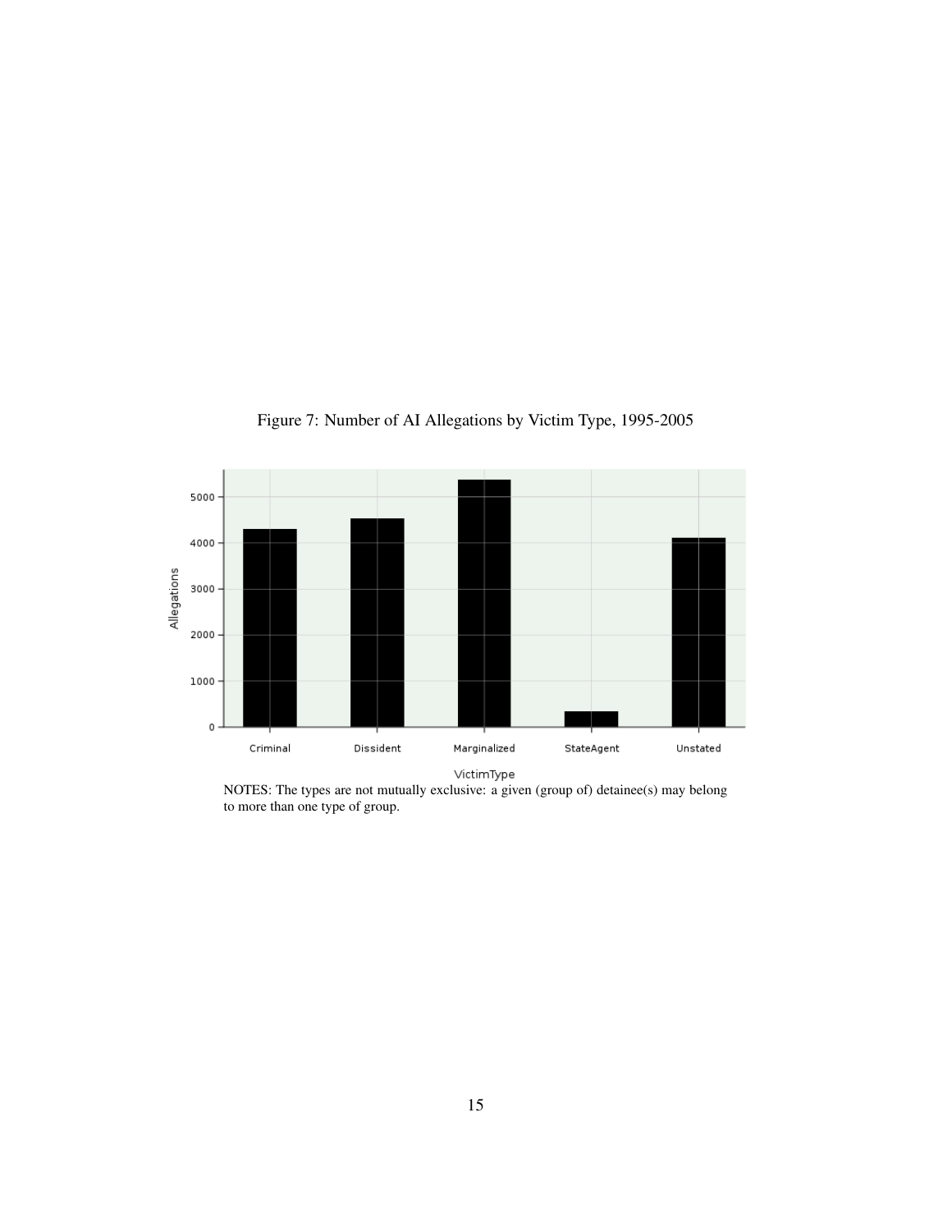Figure 7: Number of AI Allegations by Victim Type, 1995-2005

NOTES: The types are not mutually exclusive: a given (group of) detainee(s) may belong to more than one type of group.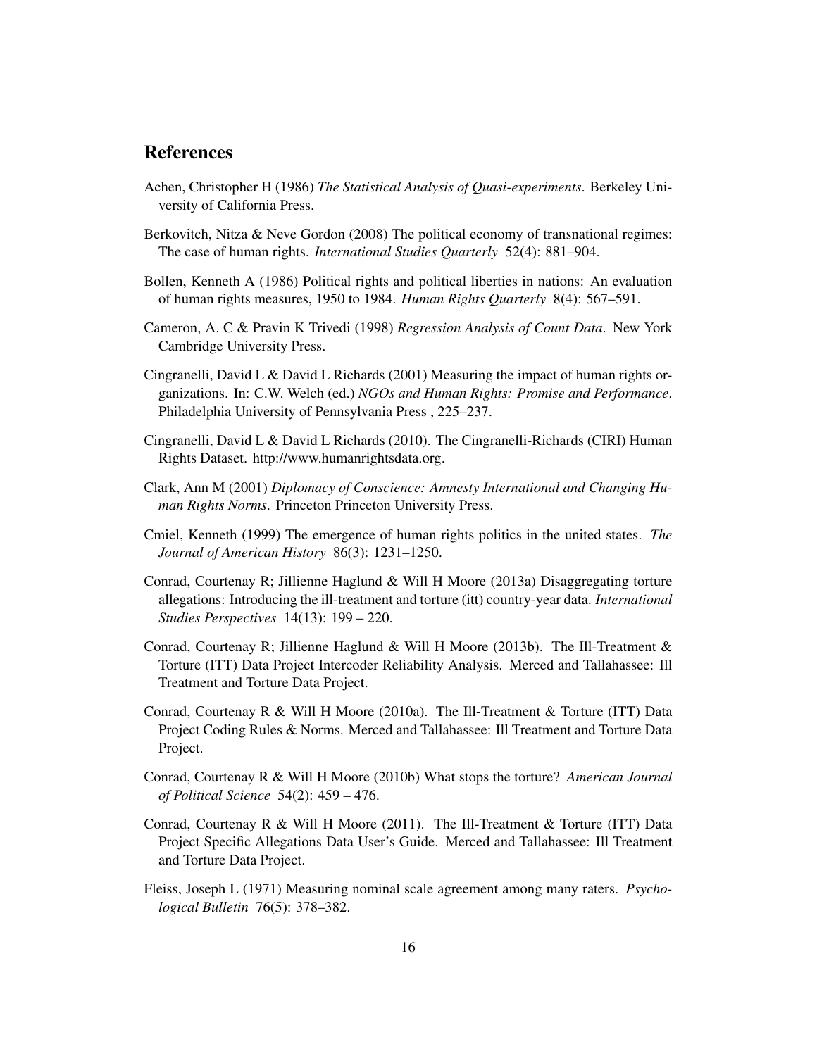## References

Achen, Christopher H (1986) *The Statistical Analysis of Quasi-experiments*. Berkeley University of California Press.

Berkovitch, Nitza & Neve Gordon (2008) The political economy of transnational regimes: The case of human rights. *International Studies Quarterly* 52(4): 881–904.

Bollen, Kenneth A (1986) Political rights and political liberties in nations: An evaluation of human rights measures, 1950 to 1984. *Human Rights Quarterly* 8(4): 567–591.

Cameron, A. C & Pravin K Trivedi (1998) *Regression Analysis of Count Data*. New York Cambridge University Press.

Cingranelli, David L & David L Richards (2001) Measuring the impact of human rights organizations. In: C.W. Welch (ed.) *NGOs and Human Rights: Promise and Performance*. Philadelphia University of Pennsylvania Press , 225–237.

Cingranelli, David L & David L Richards (2010). The Cingranelli-Richards (CIRI) Human Rights Dataset. http://www.humanrightsdata.org.

Clark, Ann M (2001) *Diplomacy of Conscience: Amnesty International and Changing Human Rights Norms*. Princeton Princeton University Press.

Cmiel, Kenneth (1999) The emergence of human rights politics in the united states. *The Journal of American History* 86(3): 1231–1250.

Conrad, Courtenay R; Jillienne Haglund & Will H Moore (2013a) Disaggregating torture allegations: Introducing the ill-treatment and torture (itt) country-year data. *International Studies Perspectives* 14(13): 199 – 220.

Conrad, Courtenay R; Jillienne Haglund & Will H Moore (2013b). The Ill-Treatment & Torture (ITT) Data Project Intercoder Reliability Analysis. Merced and Tallahassee: Ill Treatment and Torture Data Project.

Conrad, Courtenay R & Will H Moore (2010a). The Ill-Treatment & Torture (ITT) Data Project Coding Rules & Norms. Merced and Tallahassee: Ill Treatment and Torture Data Project.

Conrad, Courtenay R & Will H Moore (2010b) What stops the torture? *American Journal of Political Science* 54(2): 459 – 476.

Conrad, Courtenay R & Will H Moore (2011). The Ill-Treatment & Torture (ITT) Data Project Specific Allegations Data User's Guide. Merced and Tallahassee: Ill Treatment and Torture Data Project.

Fleiss, Joseph L (1971) Measuring nominal scale agreement among many raters. *Psychological Bulletin* 76(5): 378–382.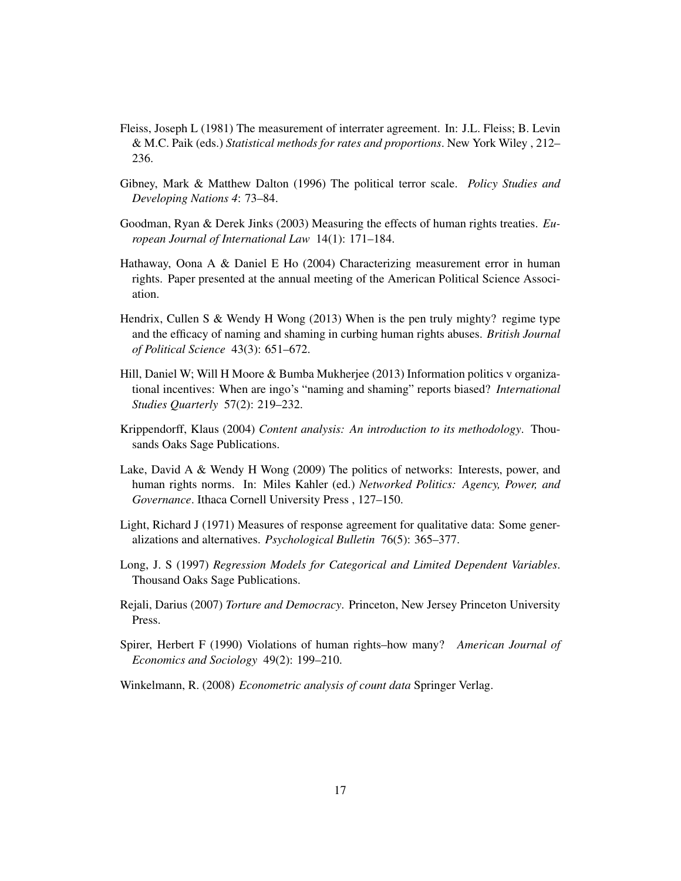Fleiss, Joseph L (1981) The measurement of interrater agreement. In: J.L. Fleiss; B. Levin & M.C. Paik (eds.) *Statistical methods for rates and proportions*. New York Wiley , 212–236.

Gibney, Mark & Matthew Dalton (1996) The political terror scale. *Policy Studies and Developing Nations 4*: 73–84.

Goodman, Ryan & Derek Jinks (2003) Measuring the effects of human rights treaties. *European Journal of International Law* 14(1): 171–184.

Hathaway, Oona A & Daniel E Ho (2004) Characterizing measurement error in human rights. Paper presented at the annual meeting of the American Political Science Association.

Hendrix, Cullen S & Wendy H Wong (2013) When is the pen truly mighty? regime type and the efficacy of naming and shaming in curbing human rights abuses. *British Journal of Political Science* 43(3): 651–672.

Hill, Daniel W; Will H Moore & Bumba Mukherjee (2013) Information politics v organizational incentives: When are ingo's "naming and shaming" reports biased? *International Studies Quarterly* 57(2): 219–232.

Krippendorff, Klaus (2004) *Content analysis: An introduction to its methodology*. Thousands Oaks Sage Publications.

Lake, David A & Wendy H Wong (2009) The politics of networks: Interests, power, and human rights norms. In: Miles Kahler (ed.) *Networked Politics: Agency, Power, and Governance*. Ithaca Cornell University Press , 127–150.

Light, Richard J (1971) Measures of response agreement for qualitative data: Some generalizations and alternatives. *Psychological Bulletin* 76(5): 365–377.

Long, J. S (1997) *Regression Models for Categorical and Limited Dependent Variables*. Thousand Oaks Sage Publications.

Rejali, Darius (2007) *Torture and Democracy*. Princeton, New Jersey Princeton University Press.

Spirer, Herbert F (1990) Violations of human rights–how many? *American Journal of Economics and Sociology* 49(2): 199–210.

Winkelmann, R. (2008) *Econometric analysis of count data* Springer Verlag.